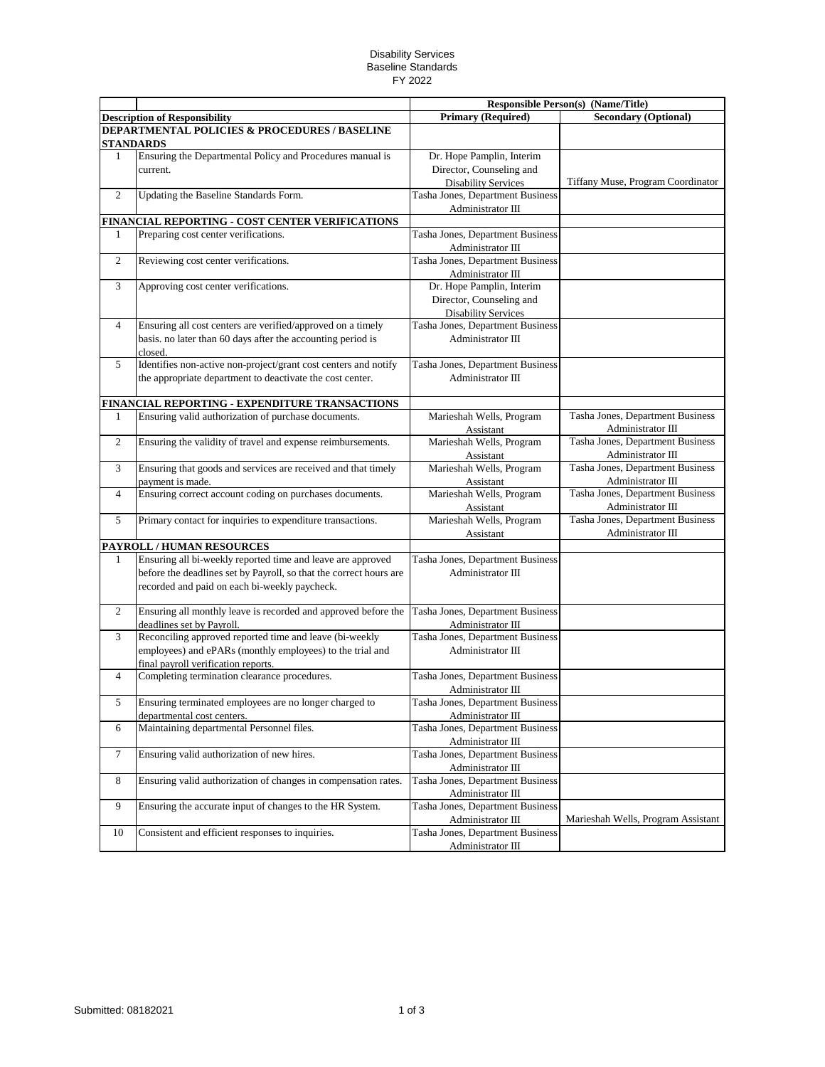Disability Services
Baseline Standards
FY 2022

| | | Responsible Person(s) (Name/Title) | |
|---|---|---|---|
| **Description of Responsibility** | | **Primary (Required)** | **Secondary (Optional)** |
| **DEPARTMENTAL POLICIES & PROCEDURES / BASELINE STANDARDS** | | | |
| 1 | Ensuring the Departmental Policy and Procedures manual is current. | Dr. Hope Pamplin, Interim Director, Counseling and Disability Services | Tiffany Muse, Program Coordinator |
| 2 | Updating the Baseline Standards Form. | Tasha Jones, Department Business Administrator III | |
| **FINANCIAL REPORTING - COST CENTER VERIFICATIONS** | | | |
| 1 | Preparing cost center verifications. | Tasha Jones, Department Business Administrator III | |
| 2 | Reviewing cost center verifications. | Tasha Jones, Department Business Administrator III | |
| 3 | Approving cost center verifications. | Dr. Hope Pamplin, Interim Director, Counseling and Disability Services | |
| 4 | Ensuring all cost centers are verified/approved on a timely basis. no later than 60 days after the accounting period is closed. | Tasha Jones, Department Business Administrator III | |
| 5 | Identifies non-active non-project/grant cost centers and notify the appropriate department to deactivate the cost center. | Tasha Jones, Department Business Administrator III | |
| **FINANCIAL REPORTING - EXPENDITURE TRANSACTIONS** | | | |
| 1 | Ensuring valid authorization of purchase documents. | Marieshah Wells, Program Assistant | Tasha Jones, Department Business Administrator III |
| 2 | Ensuring the validity of travel and expense reimbursements. | Marieshah Wells, Program Assistant | Tasha Jones, Department Business Administrator III |
| 3 | Ensuring that goods and services are received and that timely payment is made. | Marieshah Wells, Program Assistant | Tasha Jones, Department Business Administrator III |
| 4 | Ensuring correct account coding on purchases documents. | Marieshah Wells, Program Assistant | Tasha Jones, Department Business Administrator III |
| 5 | Primary contact for inquiries to expenditure transactions. | Marieshah Wells, Program Assistant | Tasha Jones, Department Business Administrator III |
| **PAYROLL / HUMAN RESOURCES** | | | |
| 1 | Ensuring all bi-weekly reported time and leave are approved before the deadlines set by Payroll, so that the correct hours are recorded and paid on each bi-weekly paycheck. | Tasha Jones, Department Business Administrator III | |
| 2 | Ensuring all monthly leave is recorded and approved before the deadlines set by Payroll. | Tasha Jones, Department Business Administrator III | |
| 3 | Reconciling approved reported time and leave (bi-weekly employees) and ePARs (monthly employees) to the trial and final payroll verification reports. | Tasha Jones, Department Business Administrator III | |
| 4 | Completing termination clearance procedures. | Tasha Jones, Department Business Administrator III | |
| 5 | Ensuring terminated employees are no longer charged to departmental cost centers. | Tasha Jones, Department Business Administrator III | |
| 6 | Maintaining departmental Personnel files. | Tasha Jones, Department Business Administrator III | |
| 7 | Ensuring valid authorization of new hires. | Tasha Jones, Department Business Administrator III | |
| 8 | Ensuring valid authorization of changes in compensation rates. | Tasha Jones, Department Business Administrator III | |
| 9 | Ensuring the accurate input of changes to the HR System. | Tasha Jones, Department Business Administrator III | Marieshah Wells, Program Assistant |
| 10 | Consistent and efficient responses to inquiries. | Tasha Jones, Department Business Administrator III | |

Submitted: 08182021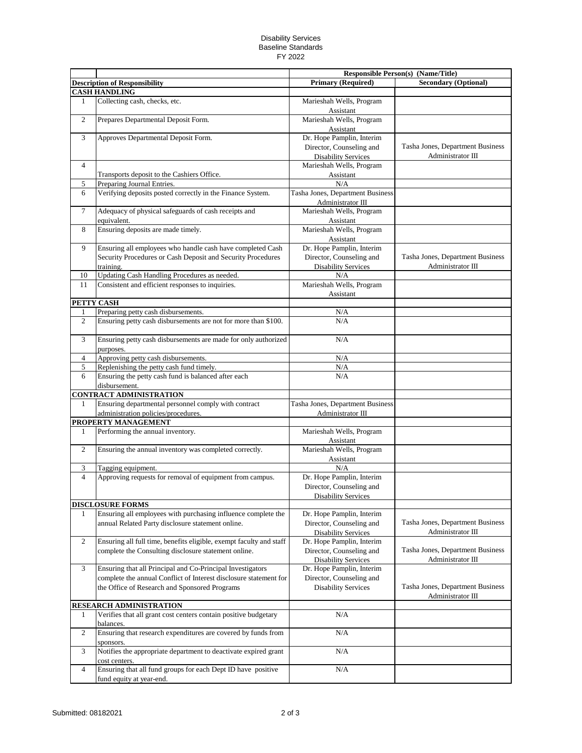Disability Services
Baseline Standards
FY 2022

| | | Responsible Person(s) (Name/Title) | |
|---|---|---|---|
| **Description of Responsibility** | | **Primary (Required)** | **Secondary (Optional)** |
| **CASH HANDLING** | | | |
| 1 | Collecting cash, checks, etc. | Marieshah Wells, Program Assistant | |
| 2 | Prepares Departmental Deposit Form. | Marieshah Wells, Program Assistant | |
| 3 | Approves Departmental Deposit Form. | Dr. Hope Pamplin, Interim Director, Counseling and Disability Services | Tasha Jones, Department Business Administrator III |
| 4 | Transports deposit to the Cashiers Office. | Marieshah Wells, Program Assistant | |
| 5 | Preparing Journal Entries. | N/A | |
| 6 | Verifying deposits posted correctly in the Finance System. | Tasha Jones, Department Business Administrator III | |
| 7 | Adequacy of physical safeguards of cash receipts and equivalent. | Marieshah Wells, Program Assistant | |
| 8 | Ensuring deposits are made timely. | Marieshah Wells, Program Assistant | |
| 9 | Ensuring all employees who handle cash have completed Cash Security Procedures or Cash Deposit and Security Procedures training. | Dr. Hope Pamplin, Interim Director, Counseling and Disability Services | Tasha Jones, Department Business Administrator III |
| 10 | Updating Cash Handling Procedures as needed. | N/A | |
| 11 | Consistent and efficient responses to inquiries. | Marieshah Wells, Program Assistant | |
| **PETTY CASH** | | | |
| 1 | Preparing petty cash disbursements. | N/A | |
| 2 | Ensuring petty cash disbursements are not for more than $100. | N/A | |
| 3 | Ensuring petty cash disbursements are made for only authorized purposes. | N/A | |
| 4 | Approving petty cash disbursements. | N/A | |
| 5 | Replenishing the petty cash fund timely. | N/A | |
| 6 | Ensuring the petty cash fund is balanced after each disbursement. | N/A | |
| **CONTRACT ADMINISTRATION** | | | |
| 1 | Ensuring departmental personnel comply with contract administration policies/procedures. | Tasha Jones, Department Business Administrator III | |
| **PROPERTY MANAGEMENT** | | | |
| 1 | Performing the annual inventory. | Marieshah Wells, Program Assistant | |
| 2 | Ensuring the annual inventory was completed correctly. | Marieshah Wells, Program Assistant | |
| 3 | Tagging equipment. | N/A | |
| 4 | Approving requests for removal of equipment from campus. | Dr. Hope Pamplin, Interim Director, Counseling and Disability Services | |
| **DISCLOSURE FORMS** | | | |
| 1 | Ensuring all employees with purchasing influence complete the annual Related Party disclosure statement online. | Dr. Hope Pamplin, Interim Director, Counseling and Disability Services | Tasha Jones, Department Business Administrator III |
| 2 | Ensuring all full time, benefits eligible, exempt faculty and staff complete the Consulting disclosure statement online. | Dr. Hope Pamplin, Interim Director, Counseling and Disability Services | Tasha Jones, Department Business Administrator III |
| 3 | Ensuring that all Principal and Co-Principal Investigators complete the annual Conflict of Interest disclosure statement for the Office of Research and Sponsored Programs | Dr. Hope Pamplin, Interim Director, Counseling and Disability Services | Tasha Jones, Department Business Administrator III |
| **RESEARCH ADMINISTRATION** | | | |
| 1 | Verifies that all grant cost centers contain positive budgetary balances. | N/A | |
| 2 | Ensuring that research expenditures are covered by funds from sponsors. | N/A | |
| 3 | Notifies the appropriate department to deactivate expired grant cost centers. | N/A | |
| 4 | Ensuring that all fund groups for each Dept ID have positive fund equity at year-end. | N/A | |

Submitted: 08182021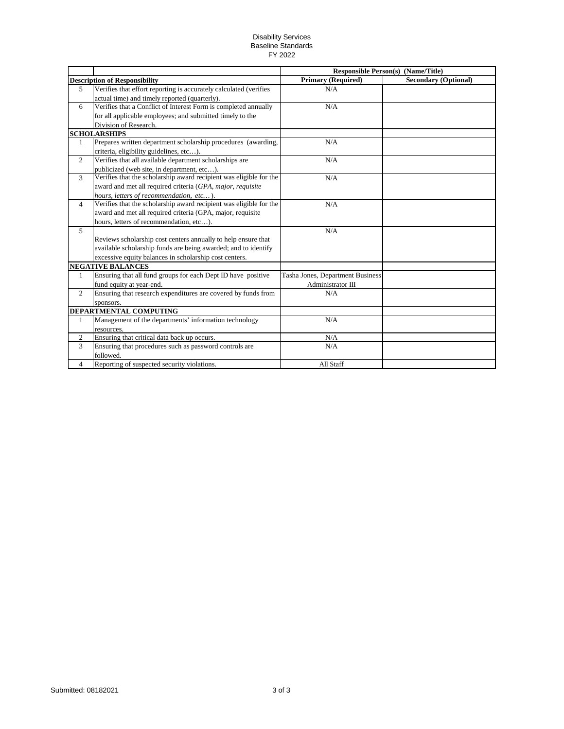Disability Services
Baseline Standards
FY 2022

| | | Responsible Person(s) (Name/Title) | |
|---|---|---|---|
| **Description of Responsibility** | | **Primary (Required)** | **Secondary (Optional)** |
| 5 | Verifies that effort reporting is accurately calculated (verifies actual time) and timely reported (quarterly). | N/A | |
| 6 | Verifies that a Conflict of Interest Form is completed annually for all applicable employees; and submitted timely to the Division of Research. | N/A | |
| **SCHOLARSHIPS** | | | |
| 1 | Prepares written department scholarship procedures (awarding, criteria, eligibility guidelines, etc…). | N/A | |
| 2 | Verifies that all available department scholarships are publicized (web site, in department, etc…). | N/A | |
| 3 | Verifies that the scholarship award recipient was eligible for the award and met all required criteria (*GPA, major, requisite hours, letters of recommendation, etc…*). | N/A | |
| 4 | Verifies that the scholarship award recipient was eligible for the award and met all required criteria (GPA, major, requisite hours, letters of recommendation, etc…). | N/A | |
| 5 | Reviews scholarship cost centers annually to help ensure that available scholarship funds are being awarded; and to identify excessive equity balances in scholarship cost centers. | N/A | |
| **NEGATIVE BALANCES** | | | |
| 1 | Ensuring that all fund groups for each Dept ID have positive fund equity at year-end. | Tasha Jones, Department Business Administrator III | |
| 2 | Ensuring that research expenditures are covered by funds from sponsors. | N/A | |
| **DEPARTMENTAL COMPUTING** | | | |
| 1 | Management of the departments' information technology resources. | N/A | |
| 2 | Ensuring that critical data back up occurs. | N/A | |
| 3 | Ensuring that procedures such as password controls are followed. | N/A | |
| 4 | Reporting of suspected security violations. | All Staff | |

Submitted: 08182021